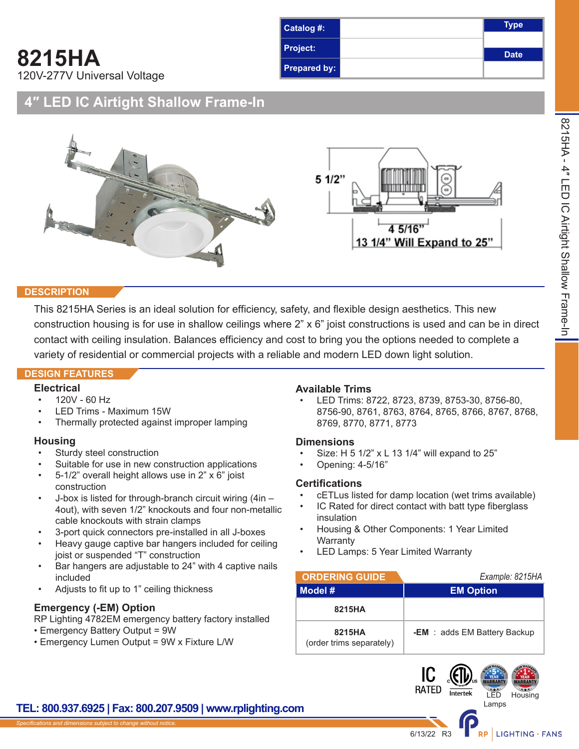# 8215HA

120V-277V Universal Voltage

| Catalog #: | | Type |
| --- | --- | --- |
| Project: | | Date |
| Prepared by: | | |

## 4" LED IC Airtight Shallow Frame-In

5 1/2"

4 5/16"

13 1/4" Will Expand to 25"

## DESCRIPTION

This 8215HA Series is an ideal solution for efficiency, safety, and flexible design aesthetics. This new construction housing is for use in shallow ceilings where 2" x 6" joist constructions is used and can be in direct contact with ceiling insulation. Balances efficiency and cost to bring you the options needed to complete a variety of residential or commercial projects with a reliable and modern LED down light solution.

## DESIGN FEATURES

### Electrical

- 120V - 60 Hz
- LED Trims - Maximum 15W
- Thermally protected against improper lamping

### Housing

- Sturdy steel construction
- Suitable for use in new construction applications
- 5-1/2" overall height allows use in 2" x 6" joist construction
- J-box is listed for through-branch circuit wiring (4in – 4out), with seven 1/2" knockouts and four non-metallic cable knockouts with strain clamps
- 3-port quick connectors pre-installed in all J-boxes
- Heavy gauge captive bar hangers included for ceiling joist or suspended "T" construction
- Bar hangers are adjustable to 24" with 4 captive nails included
- Adjusts to fit up to 1" ceiling thickness

### Emergency (-EM) Option

RP Lighting 4782EM emergency battery factory installed

- Emergency Battery Output = 9W
- Emergency Lumen Output = 9W x Fixture L/W

### Available Trims

- LED Trims: 8722, 8723, 8739, 8753-30, 8756-80, 8756-90, 8761, 8763, 8764, 8765, 8766, 8767, 8768, 8769, 8770, 8771, 8773

### Dimensions

- Size: H 5 1/2" x L 13 1/4" will expand to 25"
- Opening: 4-5/16"

### Certifications

- cETLus listed for damp location (wet trims available)
- IC Rated for direct contact with batt type fiberglass insulation
- Housing & Other Components: 1 Year Limited Warranty
- LED Lamps: 5 Year Limited Warranty

## ORDERING GUIDE

*Example: 8215HA*

| Model # | EM Option |
| --- | --- |
| 8215HA | |
| 8215HA (order trims separately) | -EM : adds EM Battery Backup |

IC RATED · Intertek · LED Lamps · Housing

TEL: 800.937.6925 | Fax: 800.207.9509 | www.rplighting.com

*Specifications and dimensions subject to change without notice.*

6/13/22 R3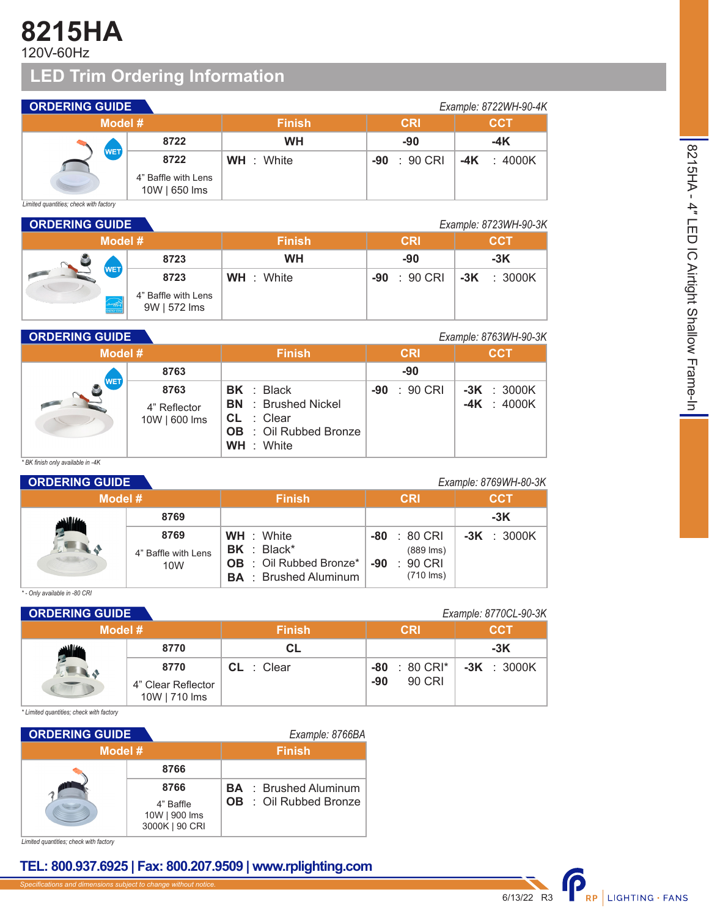# 8215HA

120V-60Hz

## LED Trim Ordering Information

### ORDERING GUIDE

*Example: 8722WH-90-4K*

| Model # | Finish | CRI | CCT |
|---|---|---|---|
| 8722 | WH | -90 | -4K |
| 8722<br>4" Baffle with Lens<br>10W \| 650 lms | WH : White | -90 : 90 CRI | -4K : 4000K |

*Limited quantities; check with factory*

### ORDERING GUIDE

*Example: 8723WH-90-3K*

| Model # | Finish | CRI | CCT |
|---|---|---|---|
| 8723 | WH | -90 | -3K |
| 8723<br>4" Baffle with Lens<br>9W \| 572 lms | WH : White | -90 : 90 CRI | -3K : 3000K |

### ORDERING GUIDE

*Example: 8763WH-90-3K*

| Model # | Finish | CRI | CCT |
|---|---|---|---|
| 8763 | | -90 | |
| 8763<br>4" Reflector<br>10W \| 600 lms | BK : Black<br>BN : Brushed Nickel<br>CL : Clear<br>OB : Oil Rubbed Bronze<br>WH : White | -90 : 90 CRI | -3K : 3000K<br>-4K : 4000K |

*\* BK finish only available in -4K*

### ORDERING GUIDE

*Example: 8769WH-80-3K*

| Model # | Finish | CRI | CCT |
|---|---|---|---|
| 8769 | | | -3K |
| 8769<br>4" Baffle with Lens<br>10W | WH : White<br>BK : Black*<br>OB : Oil Rubbed Bronze*<br>BA : Brushed Aluminum | -80 : 80 CRI (889 lms)<br>-90 : 90 CRI (710 lms) | -3K : 3000K |

*\* - Only available in -80 CRI*

### ORDERING GUIDE

*Example: 8770CL-90-3K*

| Model # | Finish | CRI | CCT |
|---|---|---|---|
| 8770 | CL | | -3K |
| 8770<br>4" Clear Reflector<br>10W \| 710 lms | CL : Clear | -80 : 80 CRI*<br>-90 90 CRI | -3K : 3000K |

*\* Limited quantities; check with factory*

### ORDERING GUIDE

*Example: 8766BA*

| Model # | Finish |
|---|---|
| 8766 | |
| 8766<br>4" Baffle<br>10W \| 900 lms<br>3000K \| 90 CRI | BA : Brushed Aluminum<br>OB : Oil Rubbed Bronze |

*Limited quantities; check with factory*

**TEL: 800.937.6925 | Fax: 800.207.9509 | www.rplighting.com**

*Specifications and dimensions subject to change without notice.*

6/13/22 R3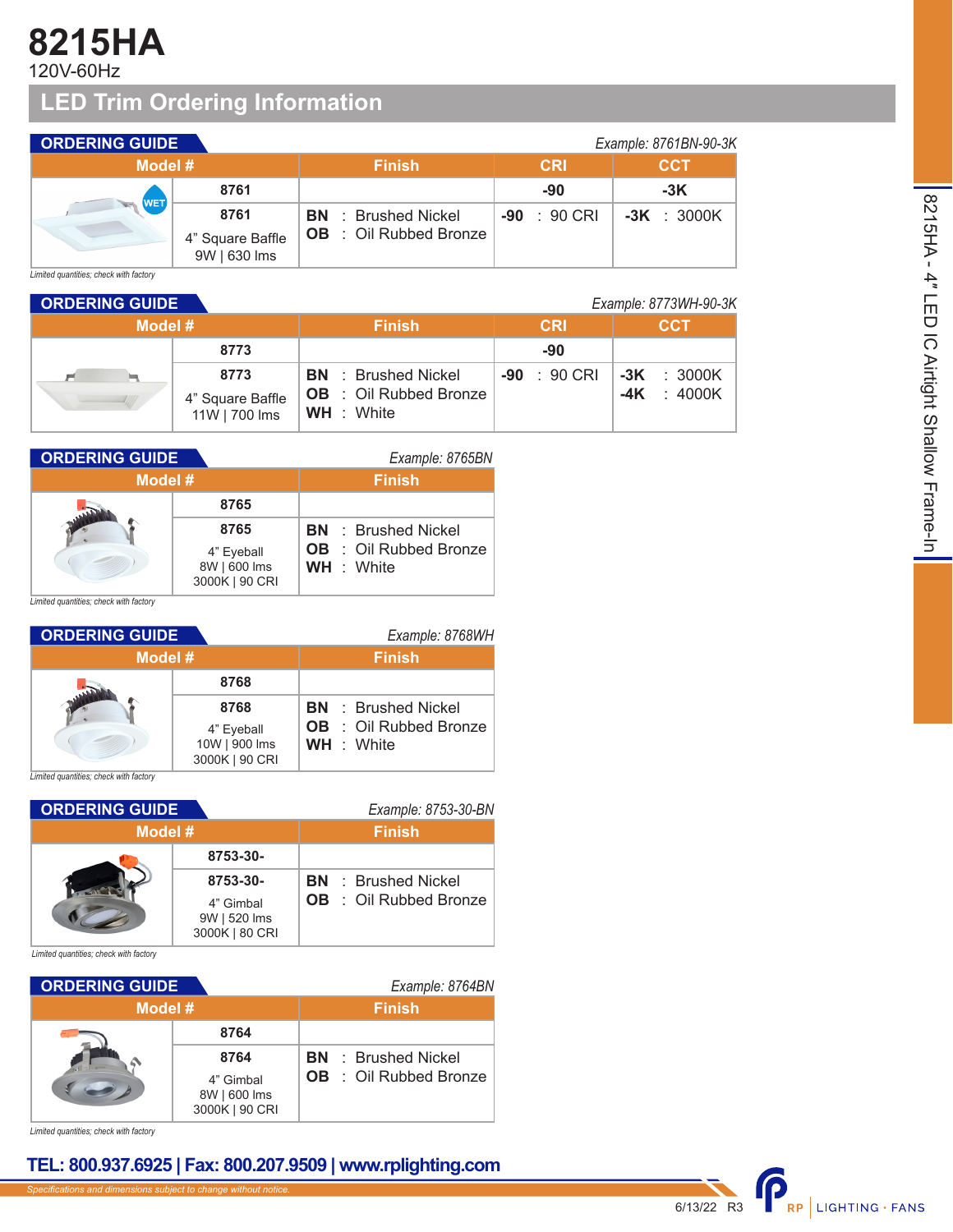# 8215HA

120V-60Hz

## LED Trim Ordering Information

### ORDERING GUIDE

*Example: 8761BN-90-3K*

| Model # | Finish | CRI | CCT |
|---|---|---|---|
| 8761 | | -90 | -3K |
| 8761<br>4" Square Baffle<br>9W \| 630 lms | BN : Brushed Nickel<br>OB : Oil Rubbed Bronze | -90 : 90 CRI | -3K : 3000K |

*Limited quantities; check with factory*

### ORDERING GUIDE

*Example: 8773WH-90-3K*

| Model # | Finish | CRI | CCT |
|---|---|---|---|
| 8773 | | -90 | |
| 8773<br>4" Square Baffle<br>11W \| 700 lms | BN : Brushed Nickel<br>OB : Oil Rubbed Bronze<br>WH : White | -90 : 90 CRI | -3K : 3000K<br>-4K : 4000K |

### ORDERING GUIDE

*Example: 8765BN*

| Model # | Finish |
|---|---|
| 8765 | |
| 8765<br>4" Eyeball<br>8W \| 600 lms<br>3000K \| 90 CRI | BN : Brushed Nickel<br>OB : Oil Rubbed Bronze<br>WH : White |

*Limited quantities; check with factory*

### ORDERING GUIDE

*Example: 8768WH*

| Model # | Finish |
|---|---|
| 8768 | |
| 8768<br>4" Eyeball<br>10W \| 900 lms<br>3000K \| 90 CRI | BN : Brushed Nickel<br>OB : Oil Rubbed Bronze<br>WH : White |

*Limited quantities; check with factory*

### ORDERING GUIDE

*Example: 8753-30-BN*

| Model # | Finish |
|---|---|
| 8753-30- | |
| 8753-30-<br>4" Gimbal<br>9W \| 520 lms<br>3000K \| 80 CRI | BN : Brushed Nickel<br>OB : Oil Rubbed Bronze |

*Limited quantities; check with factory*

### ORDERING GUIDE

*Example: 8764BN*

| Model # | Finish |
|---|---|
| 8764 | |
| 8764<br>4" Gimbal<br>8W \| 600 lms<br>3000K \| 90 CRI | BN : Brushed Nickel<br>OB : Oil Rubbed Bronze |

*Limited quantities; check with factory*

**TEL: 800.937.6925 | Fax: 800.207.9509 | www.rplighting.com**

*Specifications and dimensions subject to change without notice.*

6/13/22 R3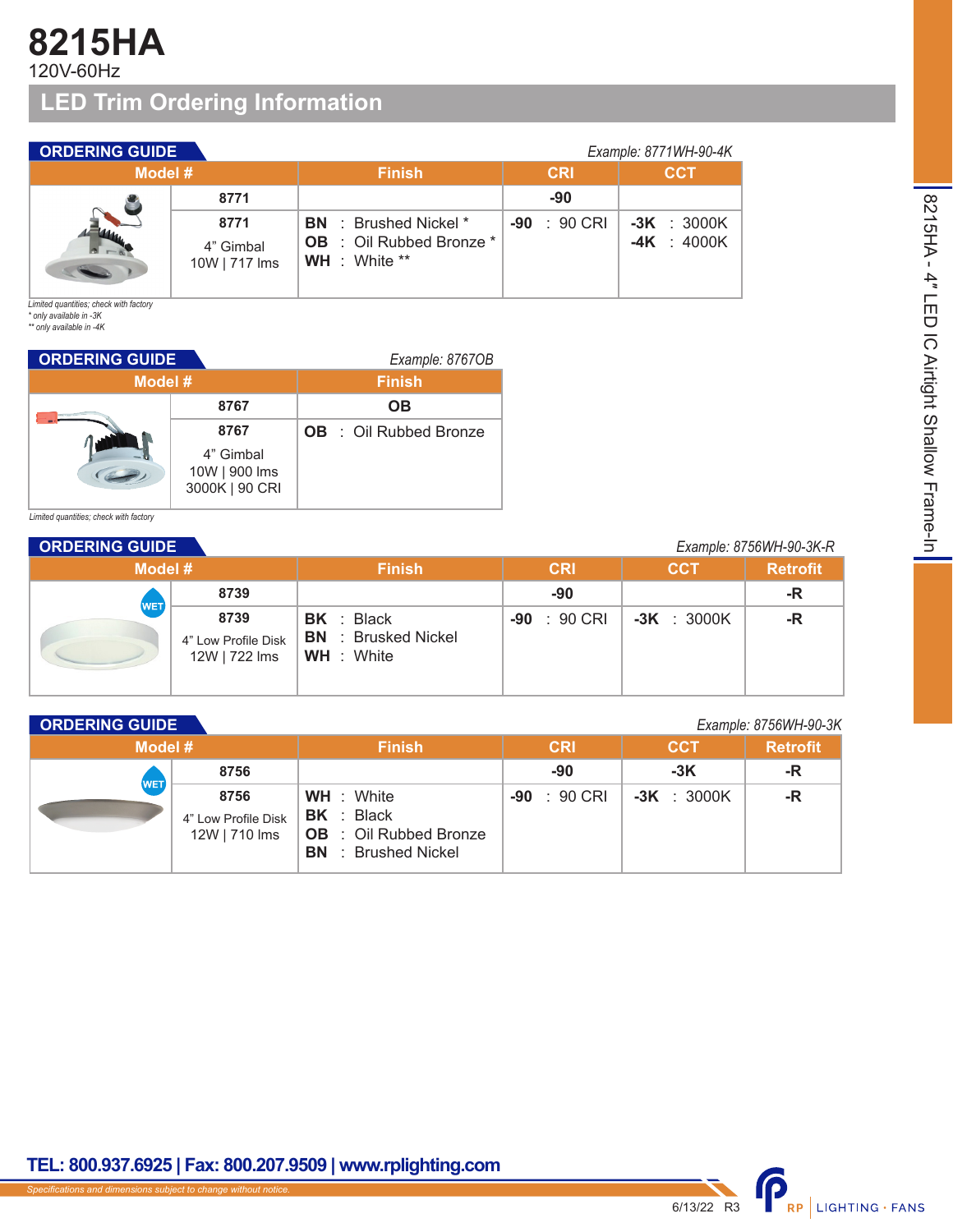# 8215HA

120V-60Hz

## LED Trim Ordering Information

**ORDERING GUIDE**

*Example: 8771WH-90-4K*

| Model # | | Finish | CRI | CCT |
|---|---|---|---|---|
| | 8771 | | -90 | |
| | **8771**<br>4" Gimbal<br>10W \| 717 lms | **BN** : Brushed Nickel *<br>**OB** : Oil Rubbed Bronze *<br>**WH** : White ** | **-90** : 90 CRI | **-3K** : 3000K<br>**-4K** : 4000K |

*Limited quantities; check with factory*
*\* only available in -3K*
*\*\* only available in -4K*

**ORDERING GUIDE**

*Example: 8767OB*

| Model # | | Finish |
|---|---|---|
| | 8767 | OB |
| | **8767**<br>4" Gimbal<br>10W \| 900 lms<br>3000K \| 90 CRI | **OB** : Oil Rubbed Bronze |

*Limited quantities; check with factory*

**ORDERING GUIDE**

*Example: 8756WH-90-3K-R*

| Model # | | Finish | CRI | CCT | Retrofit |
|---|---|---|---|---|---|
| WET | 8739 | | -90 | | -R |
| | **8739**<br>4" Low Profile Disk<br>12W \| 722 lms | **BK** : Black<br>**BN** : Brusked Nickel<br>**WH** : White | **-90** : 90 CRI | **-3K** : 3000K | **-R** |

**ORDERING GUIDE**

*Example: 8756WH-90-3K*

| Model # | | Finish | CRI | CCT | Retrofit |
|---|---|---|---|---|---|
| WET | 8756 | | -90 | -3K | -R |
| | **8756**<br>4" Low Profile Disk<br>12W \| 710 lms | **WH** : White<br>**BK** : Black<br>**OB** : Oil Rubbed Bronze<br>**BN** : Brushed Nickel | **-90** : 90 CRI | **-3K** : 3000K | **-R** |

8215HA - 4" LED IC Airtight Shallow Frame-In

**TEL: 800.937.6925 | Fax: 800.207.9509 | www.rplighting.com**

*Specifications and dimensions subject to change without notice.*

6/13/22 R3

RP | LIGHTING • FANS